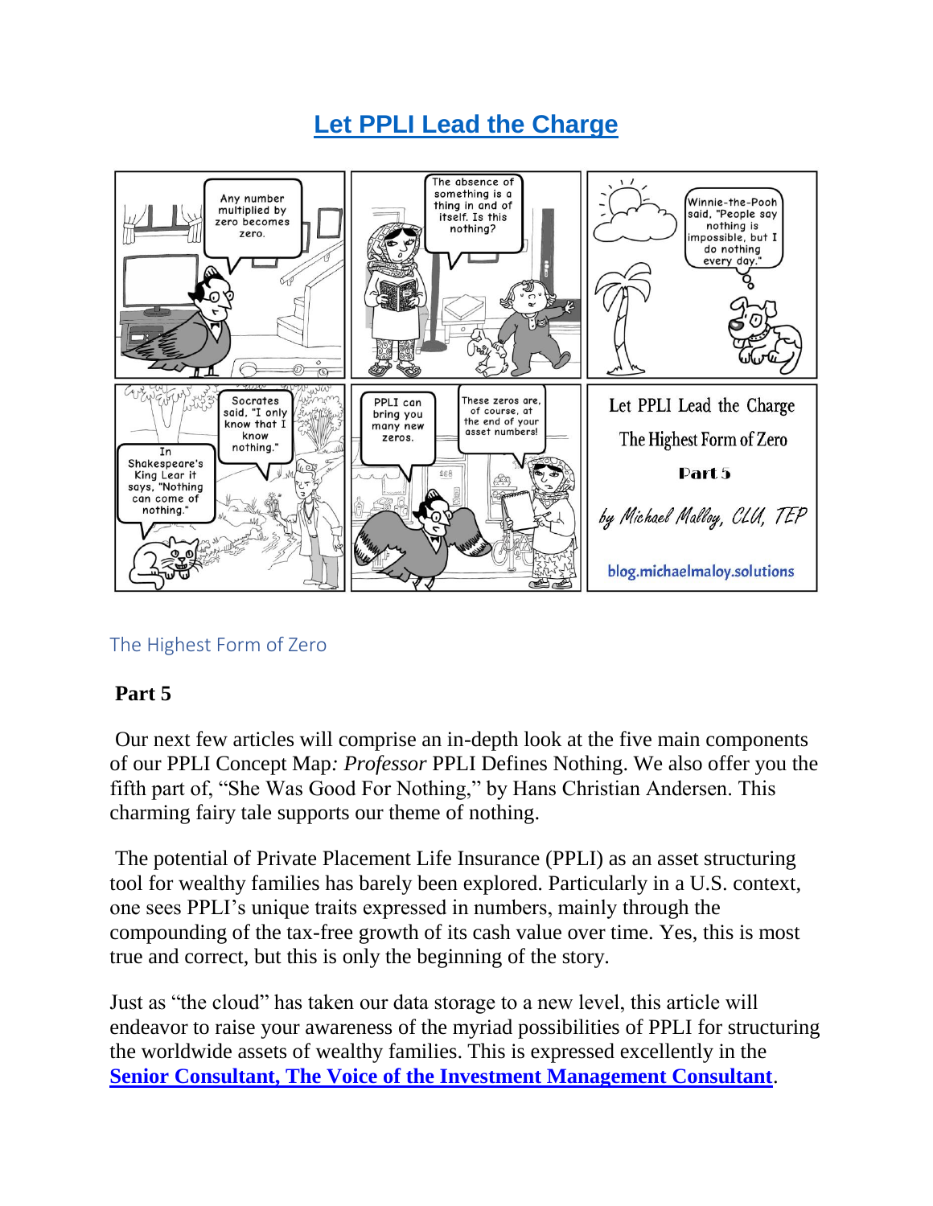# Let PPLI Lead the Charge

## The Highest Form of Zero

**Part 5**

Our next few articles will comprise an in-depth look at the five main components of our PPLI Concept Map*: Professor* PPLI Defines Nothing. We also offer you the fifth part of, "She Was Good For Nothing," by Hans Christian Andersen. This charming fairy tale supports our theme of nothing.

The potential of Private Placement Life Insurance (PPLI) as an asset structuring tool for wealthy families has barely been explored. Particularly in a U.S. context, one sees PPLI's unique traits expressed in numbers, mainly through the compounding of the tax-free growth of its cash value over time. Yes, this is most true and correct, but this is only the beginning of the story.

Just as "the cloud" has taken our data storage to a new level, this article will endeavor to raise your awareness of the myriad possibilities of PPLI for structuring the worldwide assets of wealthy families. This is expressed excellently in the **Senior Consultant, The Voice of the Investment Management Consultant**.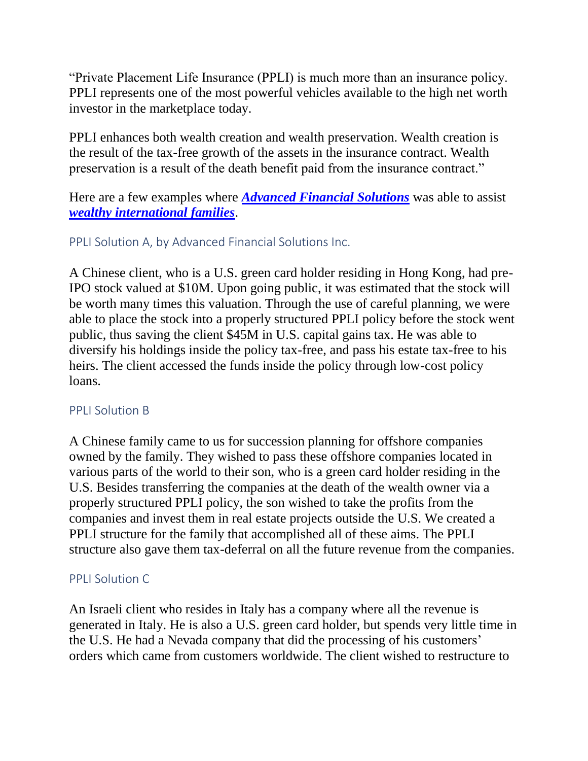"Private Placement Life Insurance (PPLI) is much more than an insurance policy. PPLI represents one of the most powerful vehicles available to the high net worth investor in the marketplace today.

PPLI enhances both wealth creation and wealth preservation. Wealth creation is the result of the tax-free growth of the assets in the insurance contract. Wealth preservation is a result of the death benefit paid from the insurance contract."

Here are a few examples where ***Advanced Financial Solutions*** was able to assist ***wealthy international families***.

### PPLI Solution A, by Advanced Financial Solutions Inc.

A Chinese client, who is a U.S. green card holder residing in Hong Kong, had pre-IPO stock valued at $10M. Upon going public, it was estimated that the stock will be worth many times this valuation. Through the use of careful planning, we were able to place the stock into a properly structured PPLI policy before the stock went public, thus saving the client $45M in U.S. capital gains tax. He was able to diversify his holdings inside the policy tax-free, and pass his estate tax-free to his heirs. The client accessed the funds inside the policy through low-cost policy loans.

### PPLI Solution B

A Chinese family came to us for succession planning for offshore companies owned by the family. They wished to pass these offshore companies located in various parts of the world to their son, who is a green card holder residing in the U.S. Besides transferring the companies at the death of the wealth owner via a properly structured PPLI policy, the son wished to take the profits from the companies and invest them in real estate projects outside the U.S. We created a PPLI structure for the family that accomplished all of these aims. The PPLI structure also gave them tax-deferral on all the future revenue from the companies.

### PPLI Solution C

An Israeli client who resides in Italy has a company where all the revenue is generated in Italy. He is also a U.S. green card holder, but spends very little time in the U.S. He had a Nevada company that did the processing of his customers' orders which came from customers worldwide. The client wished to restructure to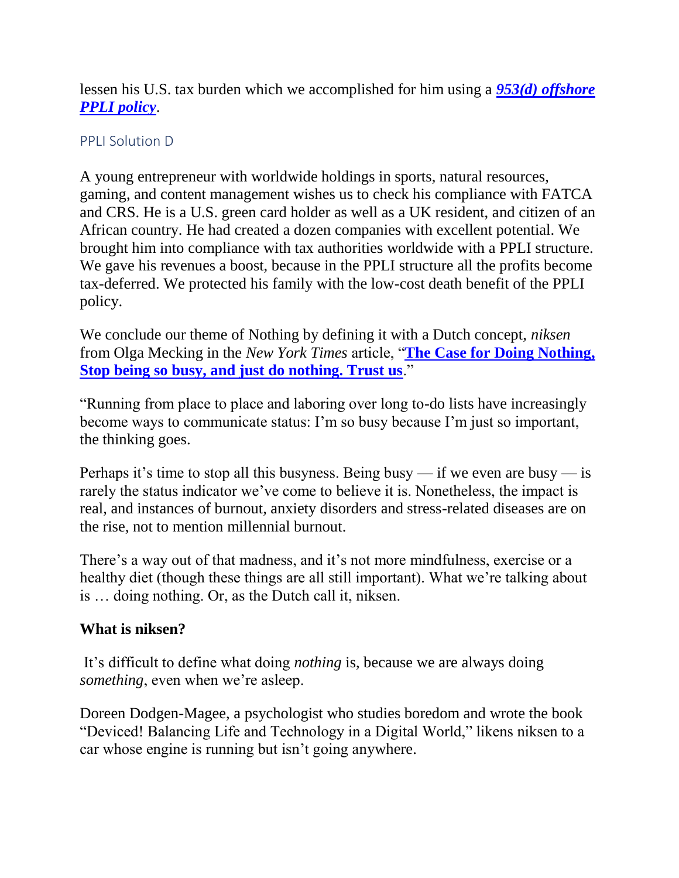lessen his U.S. tax burden which we accomplished for him using a ***953(d) offshore PPLI policy***.

### PPLI Solution D

A young entrepreneur with worldwide holdings in sports, natural resources, gaming, and content management wishes us to check his compliance with FATCA and CRS. He is a U.S. green card holder as well as a UK resident, and citizen of an African country. He had created a dozen companies with excellent potential. We brought him into compliance with tax authorities worldwide with a PPLI structure. We gave his revenues a boost, because in the PPLI structure all the profits become tax-deferred. We protected his family with the low-cost death benefit of the PPLI policy.

We conclude our theme of Nothing by defining it with a Dutch concept, *niksen* from Olga Mecking in the *New York Times* article, "**The Case for Doing Nothing, Stop being so busy, and just do nothing. Trust us**."

"Running from place to place and laboring over long to-do lists have increasingly become ways to communicate status: I'm so busy because I'm just so important, the thinking goes.

Perhaps it's time to stop all this busyness. Being busy — if we even are busy — is rarely the status indicator we've come to believe it is. Nonetheless, the impact is real, and instances of burnout, anxiety disorders and stress-related diseases are on the rise, not to mention millennial burnout.

There's a way out of that madness, and it's not more mindfulness, exercise or a healthy diet (though these things are all still important). What we're talking about is … doing nothing. Or, as the Dutch call it, niksen.

**What is niksen?**

It's difficult to define what doing *nothing* is, because we are always doing *something*, even when we're asleep.

Doreen Dodgen-Magee, a psychologist who studies boredom and wrote the book "Deviced! Balancing Life and Technology in a Digital World," likens niksen to a car whose engine is running but isn't going anywhere.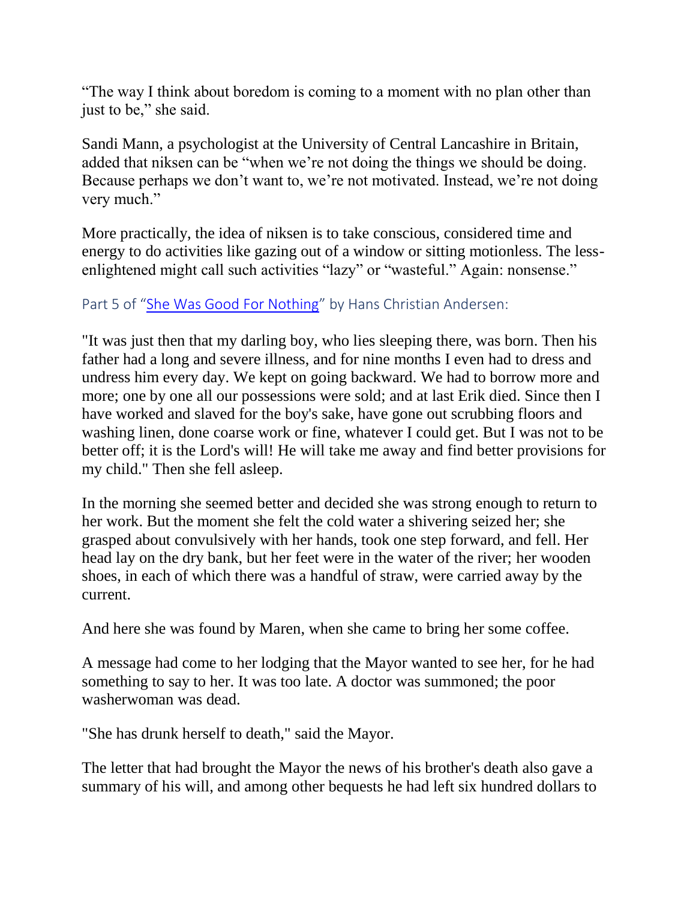"The way I think about boredom is coming to a moment with no plan other than just to be," she said.

Sandi Mann, a psychologist at the University of Central Lancashire in Britain, added that niksen can be "when we're not doing the things we should be doing. Because perhaps we don't want to, we're not motivated. Instead, we're not doing very much."

More practically, the idea of niksen is to take conscious, considered time and energy to do activities like gazing out of a window or sitting motionless. The less-enlightened might call such activities "lazy" or "wasteful." Again: nonsense."

Part 5 of "[She Was Good For Nothing]" by Hans Christian Andersen:

"It was just then that my darling boy, who lies sleeping there, was born. Then his father had a long and severe illness, and for nine months I even had to dress and undress him every day. We kept on going backward. We had to borrow more and more; one by one all our possessions were sold; and at last Erik died. Since then I have worked and slaved for the boy's sake, have gone out scrubbing floors and washing linen, done coarse work or fine, whatever I could get. But I was not to be better off; it is the Lord's will! He will take me away and find better provisions for my child." Then she fell asleep.

In the morning she seemed better and decided she was strong enough to return to her work. But the moment she felt the cold water a shivering seized her; she grasped about convulsively with her hands, took one step forward, and fell. Her head lay on the dry bank, but her feet were in the water of the river; her wooden shoes, in each of which there was a handful of straw, were carried away by the current.

And here she was found by Maren, when she came to bring her some coffee.

A message had come to her lodging that the Mayor wanted to see her, for he had something to say to her. It was too late. A doctor was summoned; the poor washerwoman was dead.

"She has drunk herself to death," said the Mayor.

The letter that had brought the Mayor the news of his brother's death also gave a summary of his will, and among other bequests he had left six hundred dollars to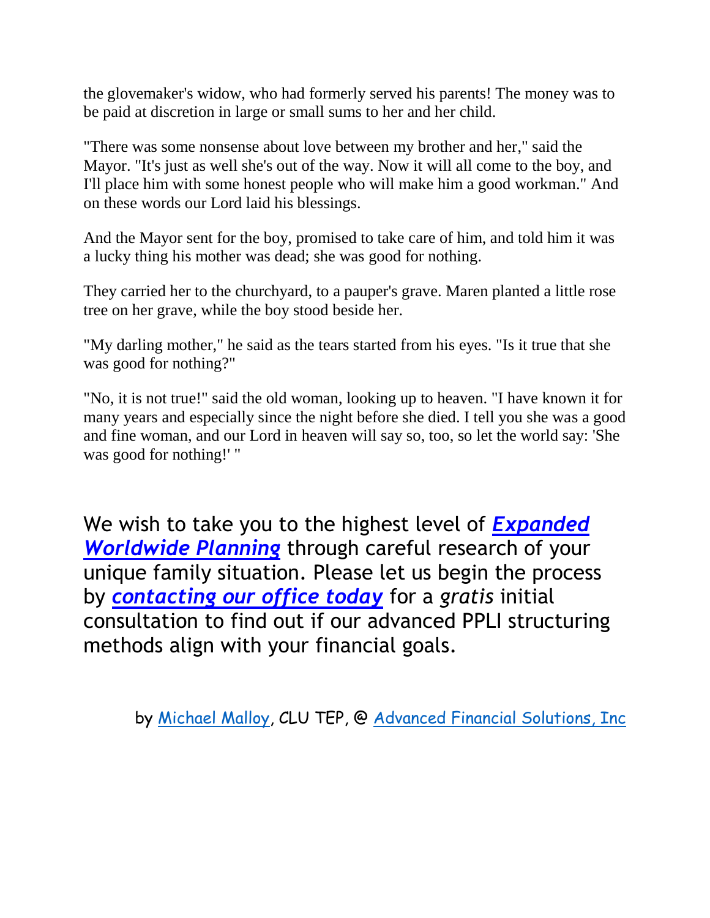the glovemaker's widow, who had formerly served his parents! The money was to be paid at discretion in large or small sums to her and her child.

"There was some nonsense about love between my brother and her," said the Mayor. "It's just as well she's out of the way. Now it will all come to the boy, and I'll place him with some honest people who will make him a good workman." And on these words our Lord laid his blessings.

And the Mayor sent for the boy, promised to take care of him, and told him it was a lucky thing his mother was dead; she was good for nothing.

They carried her to the churchyard, to a pauper's grave. Maren planted a little rose tree on her grave, while the boy stood beside her.

"My darling mother," he said as the tears started from his eyes. "Is it true that she was good for nothing?"

"No, it is not true!" said the old woman, looking up to heaven. "I have known it for many years and especially since the night before she died. I tell you she was a good and fine woman, and our Lord in heaven will say so, too, so let the world say: 'She was good for nothing!' "

We wish to take you to the highest level of ***Expanded Worldwide Planning*** through careful research of your unique family situation. Please let us begin the process by ***contacting our office today*** for a *gratis* initial consultation to find out if our advanced PPLI structuring methods align with your financial goals.

by Michael Malloy, CLU TEP, @ Advanced Financial Solutions, Inc